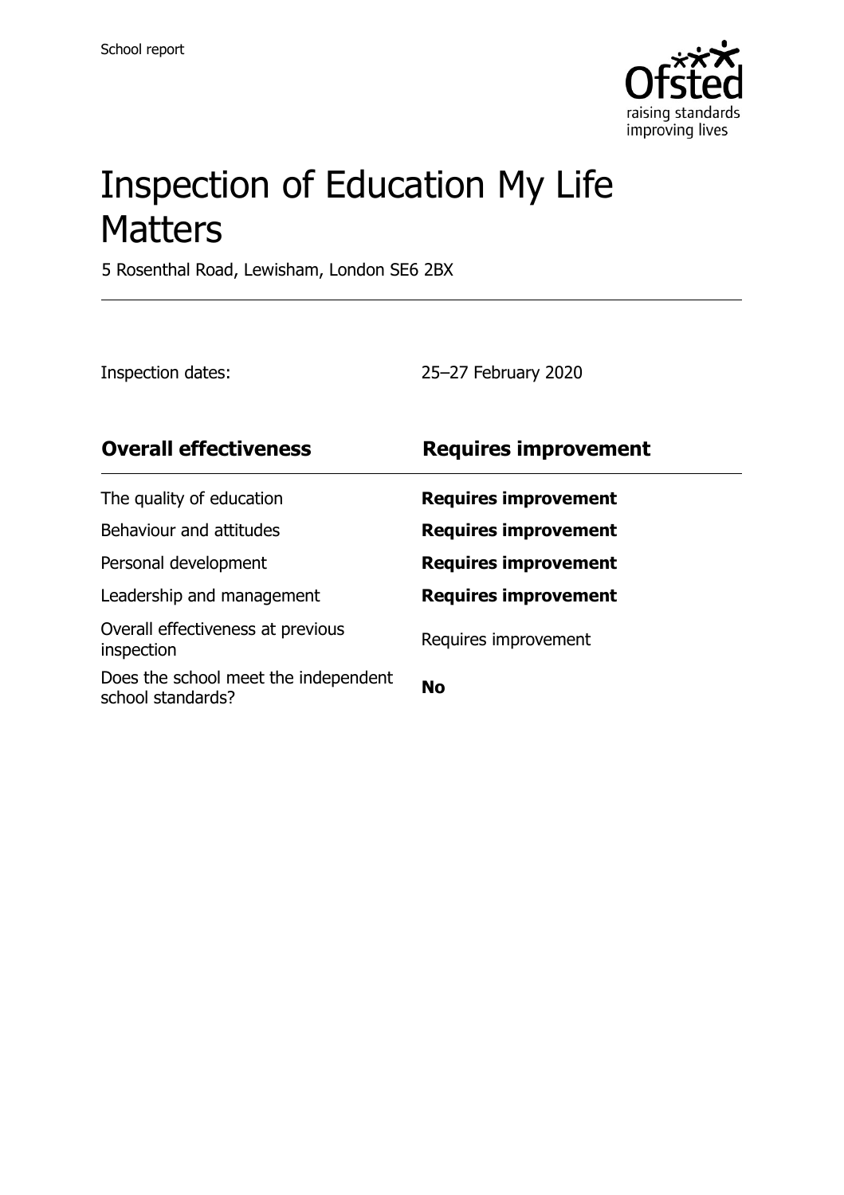School report

# Inspection of Education My Life Matters

5 Rosenthal Road, Lewisham, London SE6 2BX

Inspection dates: 25–27 February 2020

| | |
|---|---|
| **Overall effectiveness** | **Requires improvement** |
| The quality of education | **Requires improvement** |
| Behaviour and attitudes | **Requires improvement** |
| Personal development | **Requires improvement** |
| Leadership and management | **Requires improvement** |
| Overall effectiveness at previous inspection | Requires improvement |
| Does the school meet the independent school standards? | **No** |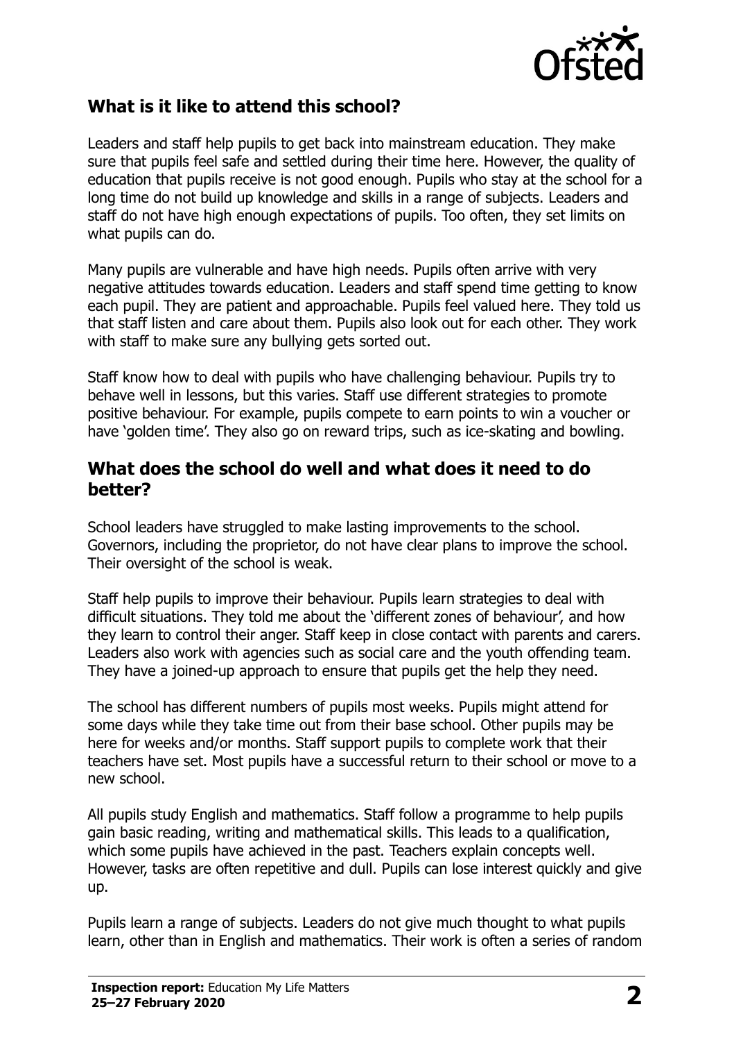## What is it like to attend this school?

Leaders and staff help pupils to get back into mainstream education. They make sure that pupils feel safe and settled during their time here. However, the quality of education that pupils receive is not good enough. Pupils who stay at the school for a long time do not build up knowledge and skills in a range of subjects. Leaders and staff do not have high enough expectations of pupils. Too often, they set limits on what pupils can do.

Many pupils are vulnerable and have high needs. Pupils often arrive with very negative attitudes towards education. Leaders and staff spend time getting to know each pupil. They are patient and approachable. Pupils feel valued here. They told us that staff listen and care about them. Pupils also look out for each other. They work with staff to make sure any bullying gets sorted out.

Staff know how to deal with pupils who have challenging behaviour. Pupils try to behave well in lessons, but this varies. Staff use different strategies to promote positive behaviour. For example, pupils compete to earn points to win a voucher or have 'golden time'. They also go on reward trips, such as ice-skating and bowling.

## What does the school do well and what does it need to do better?

School leaders have struggled to make lasting improvements to the school. Governors, including the proprietor, do not have clear plans to improve the school. Their oversight of the school is weak.

Staff help pupils to improve their behaviour. Pupils learn strategies to deal with difficult situations. They told me about the 'different zones of behaviour', and how they learn to control their anger. Staff keep in close contact with parents and carers. Leaders also work with agencies such as social care and the youth offending team. They have a joined-up approach to ensure that pupils get the help they need.

The school has different numbers of pupils most weeks. Pupils might attend for some days while they take time out from their base school. Other pupils may be here for weeks and/or months. Staff support pupils to complete work that their teachers have set. Most pupils have a successful return to their school or move to a new school.

All pupils study English and mathematics. Staff follow a programme to help pupils gain basic reading, writing and mathematical skills. This leads to a qualification, which some pupils have achieved in the past. Teachers explain concepts well. However, tasks are often repetitive and dull. Pupils can lose interest quickly and give up.

Pupils learn a range of subjects. Leaders do not give much thought to what pupils learn, other than in English and mathematics. Their work is often a series of random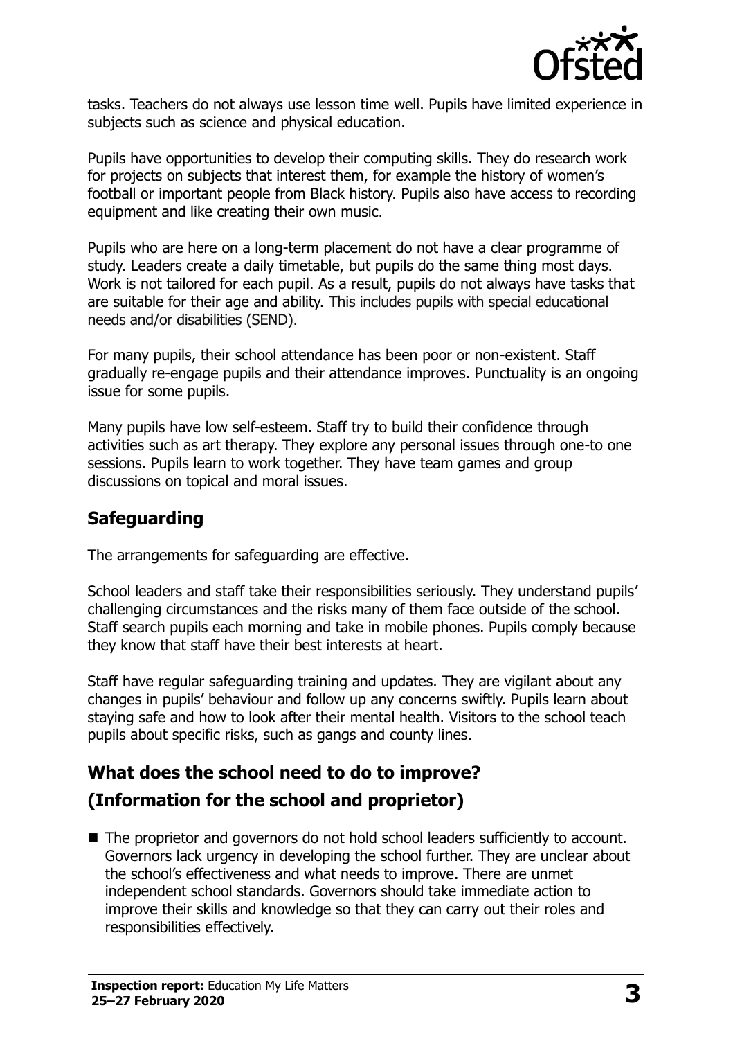tasks. Teachers do not always use lesson time well. Pupils have limited experience in subjects such as science and physical education.

Pupils have opportunities to develop their computing skills. They do research work for projects on subjects that interest them, for example the history of women's football or important people from Black history. Pupils also have access to recording equipment and like creating their own music.

Pupils who are here on a long-term placement do not have a clear programme of study. Leaders create a daily timetable, but pupils do the same thing most days. Work is not tailored for each pupil. As a result, pupils do not always have tasks that are suitable for their age and ability. This includes pupils with special educational needs and/or disabilities (SEND).

For many pupils, their school attendance has been poor or non-existent. Staff gradually re-engage pupils and their attendance improves. Punctuality is an ongoing issue for some pupils.

Many pupils have low self-esteem. Staff try to build their confidence through activities such as art therapy. They explore any personal issues through one-to one sessions. Pupils learn to work together. They have team games and group discussions on topical and moral issues.

## Safeguarding

The arrangements for safeguarding are effective.

School leaders and staff take their responsibilities seriously. They understand pupils' challenging circumstances and the risks many of them face outside of the school. Staff search pupils each morning and take in mobile phones. Pupils comply because they know that staff have their best interests at heart.

Staff have regular safeguarding training and updates. They are vigilant about any changes in pupils' behaviour and follow up any concerns swiftly. Pupils learn about staying safe and how to look after their mental health. Visitors to the school teach pupils about specific risks, such as gangs and county lines.

## What does the school need to do to improve?
## (Information for the school and proprietor)

- The proprietor and governors do not hold school leaders sufficiently to account. Governors lack urgency in developing the school further. They are unclear about the school's effectiveness and what needs to improve. There are unmet independent school standards. Governors should take immediate action to improve their skills and knowledge so that they can carry out their roles and responsibilities effectively.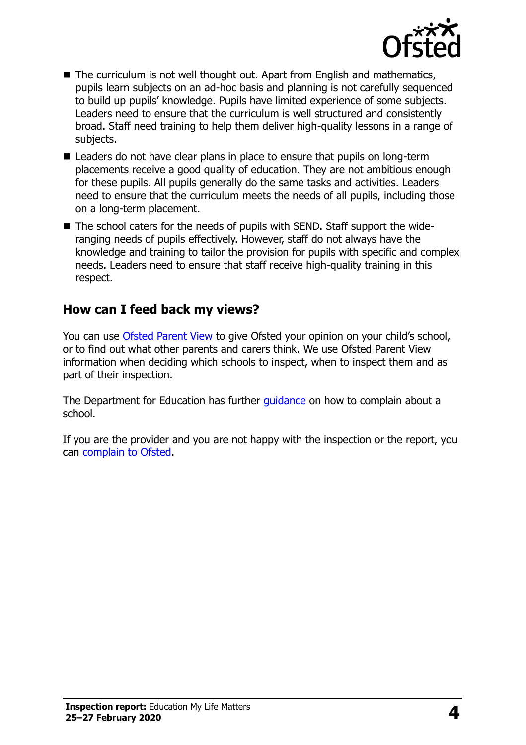- The curriculum is not well thought out. Apart from English and mathematics, pupils learn subjects on an ad-hoc basis and planning is not carefully sequenced to build up pupils' knowledge. Pupils have limited experience of some subjects. Leaders need to ensure that the curriculum is well structured and consistently broad. Staff need training to help them deliver high-quality lessons in a range of subjects.
- Leaders do not have clear plans in place to ensure that pupils on long-term placements receive a good quality of education. They are not ambitious enough for these pupils. All pupils generally do the same tasks and activities. Leaders need to ensure that the curriculum meets the needs of all pupils, including those on a long-term placement.
- The school caters for the needs of pupils with SEND. Staff support the wide-ranging needs of pupils effectively. However, staff do not always have the knowledge and training to tailor the provision for pupils with specific and complex needs. Leaders need to ensure that staff receive high-quality training in this respect.

## How can I feed back my views?

You can use Ofsted Parent View to give Ofsted your opinion on your child's school, or to find out what other parents and carers think. We use Ofsted Parent View information when deciding which schools to inspect, when to inspect them and as part of their inspection.

The Department for Education has further guidance on how to complain about a school.

If you are the provider and you are not happy with the inspection or the report, you can complain to Ofsted.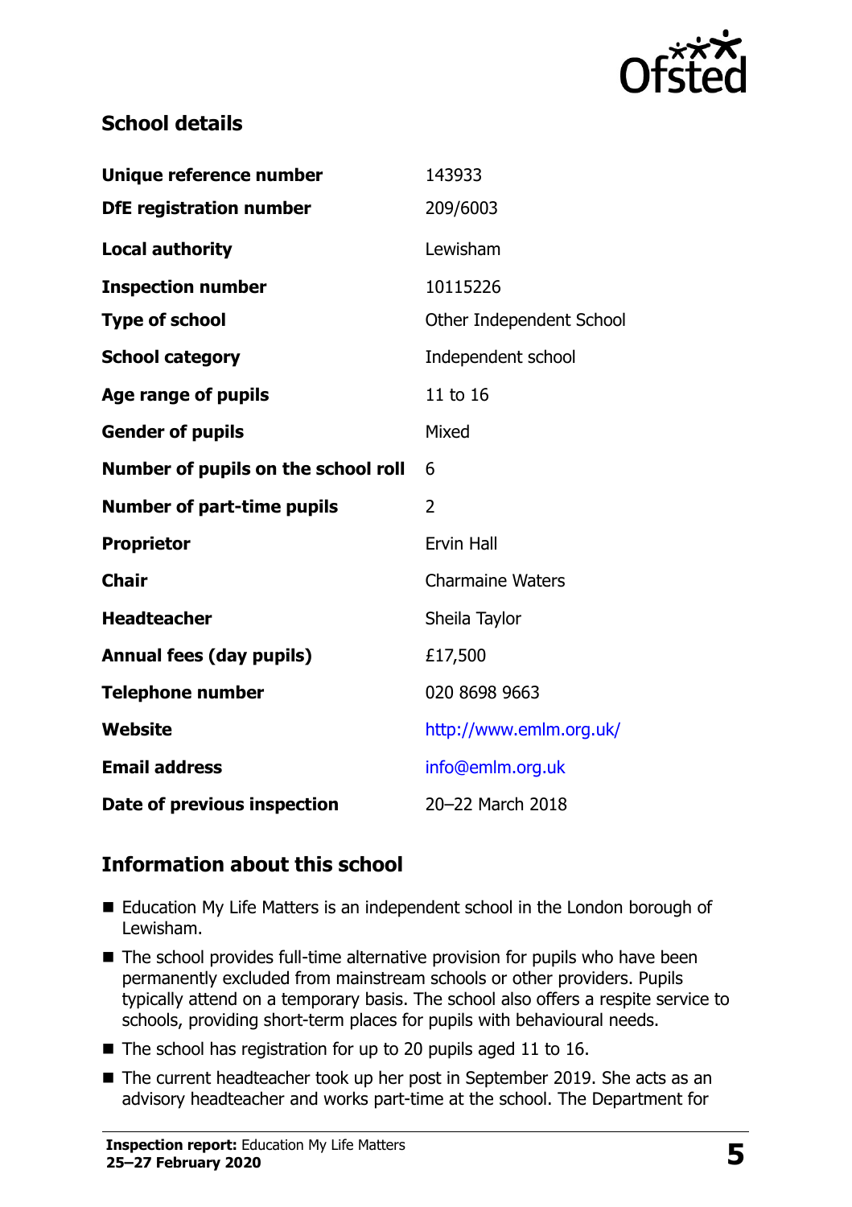## School details

| | |
|---|---|
| **Unique reference number** | 143933 |
| **DfE registration number** | 209/6003 |
| **Local authority** | Lewisham |
| **Inspection number** | 10115226 |
| **Type of school** | Other Independent School |
| **School category** | Independent school |
| **Age range of pupils** | 11 to 16 |
| **Gender of pupils** | Mixed |
| **Number of pupils on the school roll** | 6 |
| **Number of part-time pupils** | 2 |
| **Proprietor** | Ervin Hall |
| **Chair** | Charmaine Waters |
| **Headteacher** | Sheila Taylor |
| **Annual fees (day pupils)** | £17,500 |
| **Telephone number** | 020 8698 9663 |
| **Website** | http://www.emlm.org.uk/ |
| **Email address** | info@emlm.org.uk |
| **Date of previous inspection** | 20–22 March 2018 |

## Information about this school

- Education My Life Matters is an independent school in the London borough of Lewisham.
- The school provides full-time alternative provision for pupils who have been permanently excluded from mainstream schools or other providers. Pupils typically attend on a temporary basis. The school also offers a respite service to schools, providing short-term places for pupils with behavioural needs.
- The school has registration for up to 20 pupils aged 11 to 16.
- The current headteacher took up her post in September 2019. She acts as an advisory headteacher and works part-time at the school. The Department for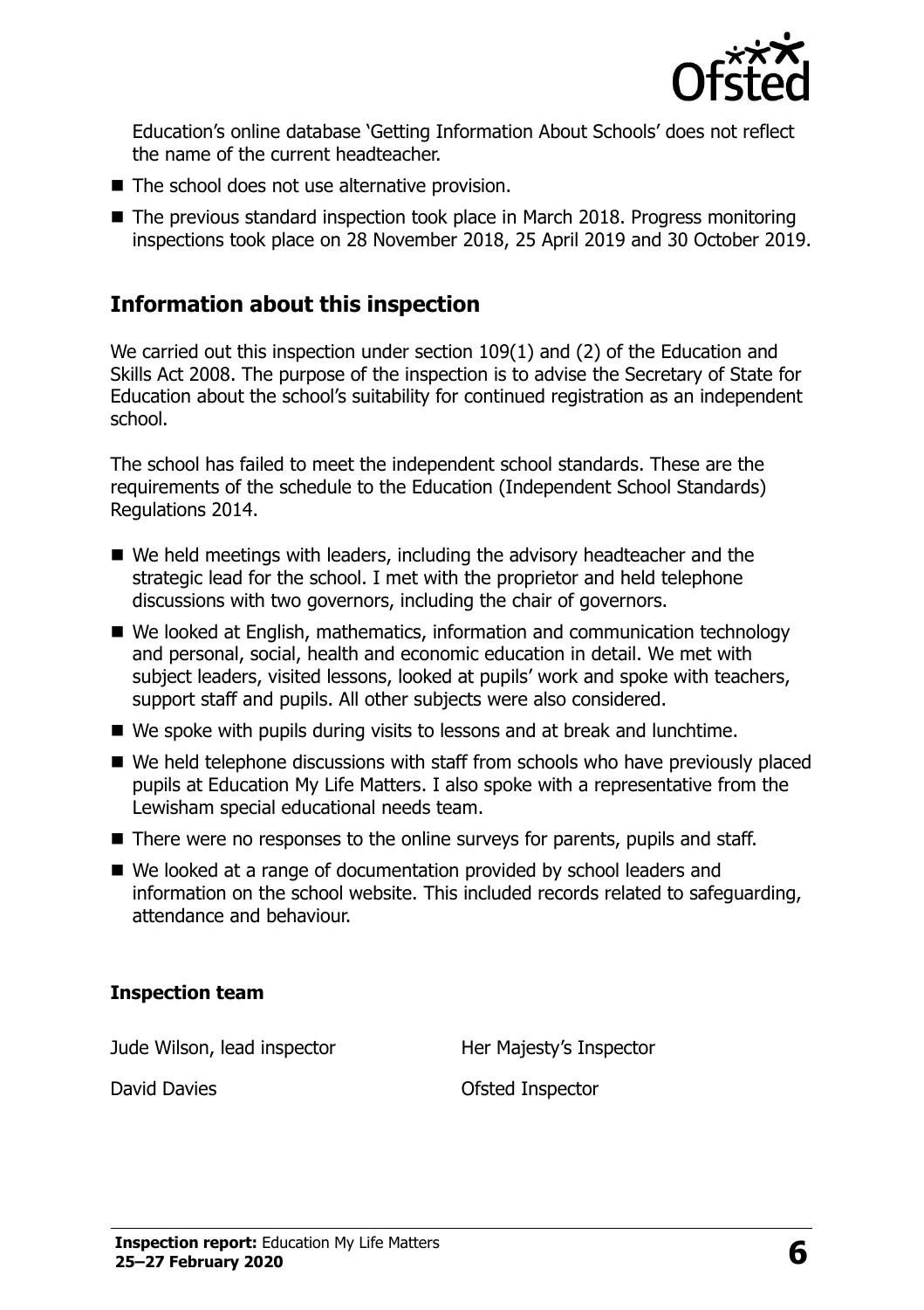Education's online database 'Getting Information About Schools' does not reflect the name of the current headteacher.

- The school does not use alternative provision.
- The previous standard inspection took place in March 2018. Progress monitoring inspections took place on 28 November 2018, 25 April 2019 and 30 October 2019.

## Information about this inspection

We carried out this inspection under section 109(1) and (2) of the Education and Skills Act 2008. The purpose of the inspection is to advise the Secretary of State for Education about the school's suitability for continued registration as an independent school.

The school has failed to meet the independent school standards. These are the requirements of the schedule to the Education (Independent School Standards) Regulations 2014.

- We held meetings with leaders, including the advisory headteacher and the strategic lead for the school. I met with the proprietor and held telephone discussions with two governors, including the chair of governors.
- We looked at English, mathematics, information and communication technology and personal, social, health and economic education in detail. We met with subject leaders, visited lessons, looked at pupils' work and spoke with teachers, support staff and pupils. All other subjects were also considered.
- We spoke with pupils during visits to lessons and at break and lunchtime.
- We held telephone discussions with staff from schools who have previously placed pupils at Education My Life Matters. I also spoke with a representative from the Lewisham special educational needs team.
- There were no responses to the online surveys for parents, pupils and staff.
- We looked at a range of documentation provided by school leaders and information on the school website. This included records related to safeguarding, attendance and behaviour.

### Inspection team

| | |
|---|---|
| Jude Wilson, lead inspector | Her Majesty's Inspector |
| David Davies | Ofsted Inspector |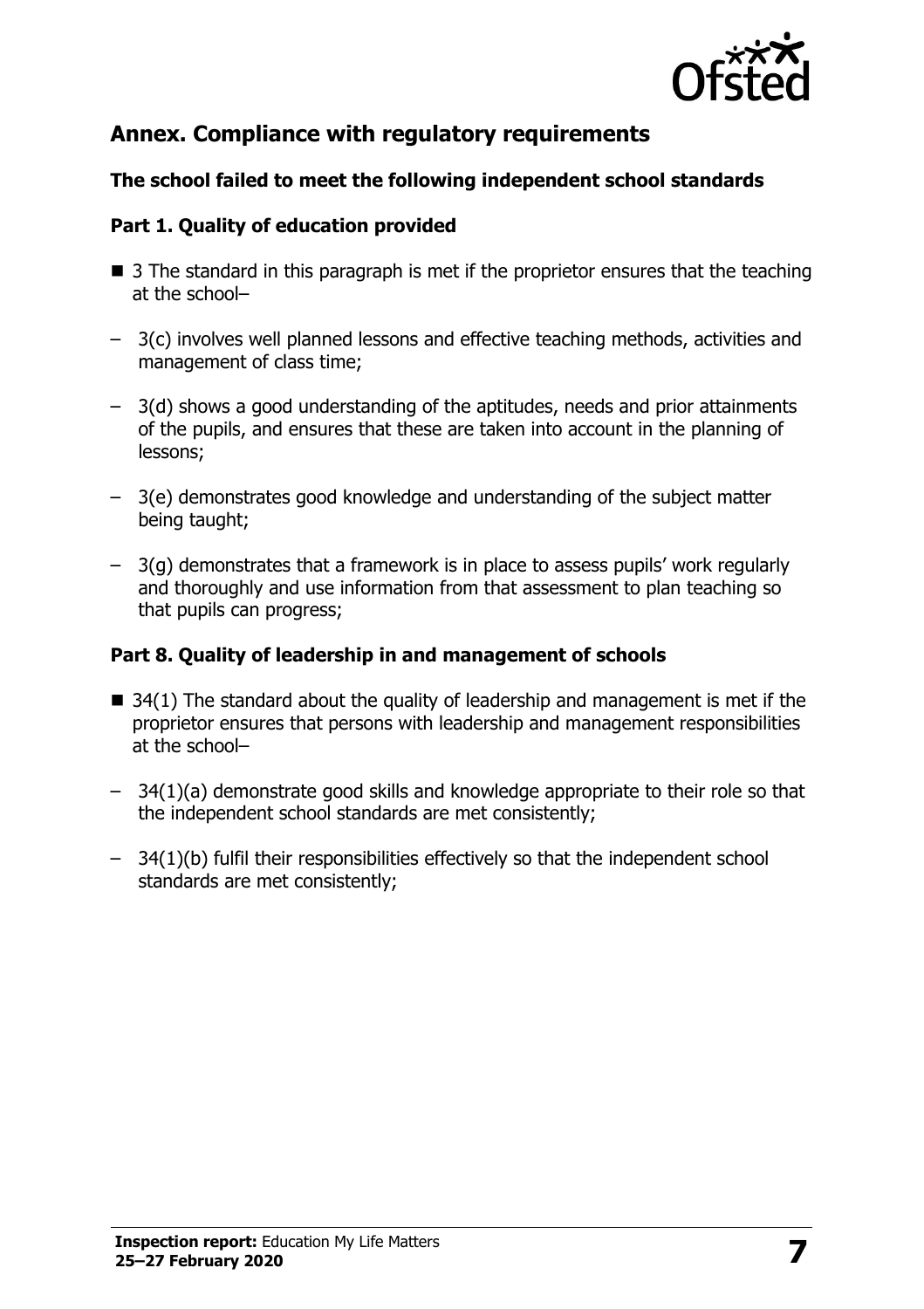## Annex. Compliance with regulatory requirements

### The school failed to meet the following independent school standards

### Part 1. Quality of education provided

- 3 The standard in this paragraph is met if the proprietor ensures that the teaching at the school–
  - 3(c) involves well planned lessons and effective teaching methods, activities and management of class time;
  - 3(d) shows a good understanding of the aptitudes, needs and prior attainments of the pupils, and ensures that these are taken into account in the planning of lessons;
  - 3(e) demonstrates good knowledge and understanding of the subject matter being taught;
  - 3(g) demonstrates that a framework is in place to assess pupils' work regularly and thoroughly and use information from that assessment to plan teaching so that pupils can progress;

### Part 8. Quality of leadership in and management of schools

- 34(1) The standard about the quality of leadership and management is met if the proprietor ensures that persons with leadership and management responsibilities at the school–
  - 34(1)(a) demonstrate good skills and knowledge appropriate to their role so that the independent school standards are met consistently;
  - 34(1)(b) fulfil their responsibilities effectively so that the independent school standards are met consistently;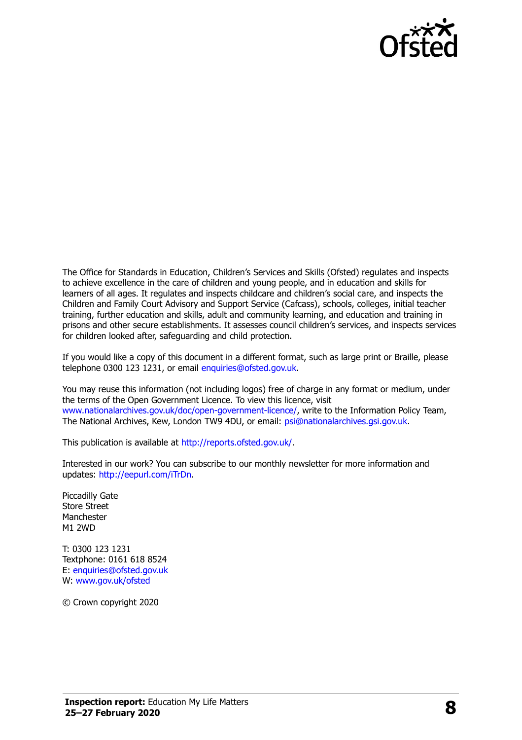The Office for Standards in Education, Children's Services and Skills (Ofsted) regulates and inspects to achieve excellence in the care of children and young people, and in education and skills for learners of all ages. It regulates and inspects childcare and children's social care, and inspects the Children and Family Court Advisory and Support Service (Cafcass), schools, colleges, initial teacher training, further education and skills, adult and community learning, and education and training in prisons and other secure establishments. It assesses council children's services, and inspects services for children looked after, safeguarding and child protection.

If you would like a copy of this document in a different format, such as large print or Braille, please telephone 0300 123 1231, or email enquiries@ofsted.gov.uk.

You may reuse this information (not including logos) free of charge in any format or medium, under the terms of the Open Government Licence. To view this licence, visit www.nationalarchives.gov.uk/doc/open-government-licence/, write to the Information Policy Team, The National Archives, Kew, London TW9 4DU, or email: psi@nationalarchives.gsi.gov.uk.

This publication is available at http://reports.ofsted.gov.uk/.

Interested in our work? You can subscribe to our monthly newsletter for more information and updates: http://eepurl.com/iTrDn.

Piccadilly Gate
Store Street
Manchester
M1 2WD

T: 0300 123 1231
Textphone: 0161 618 8524
E: enquiries@ofsted.gov.uk
W: www.gov.uk/ofsted

© Crown copyright 2020